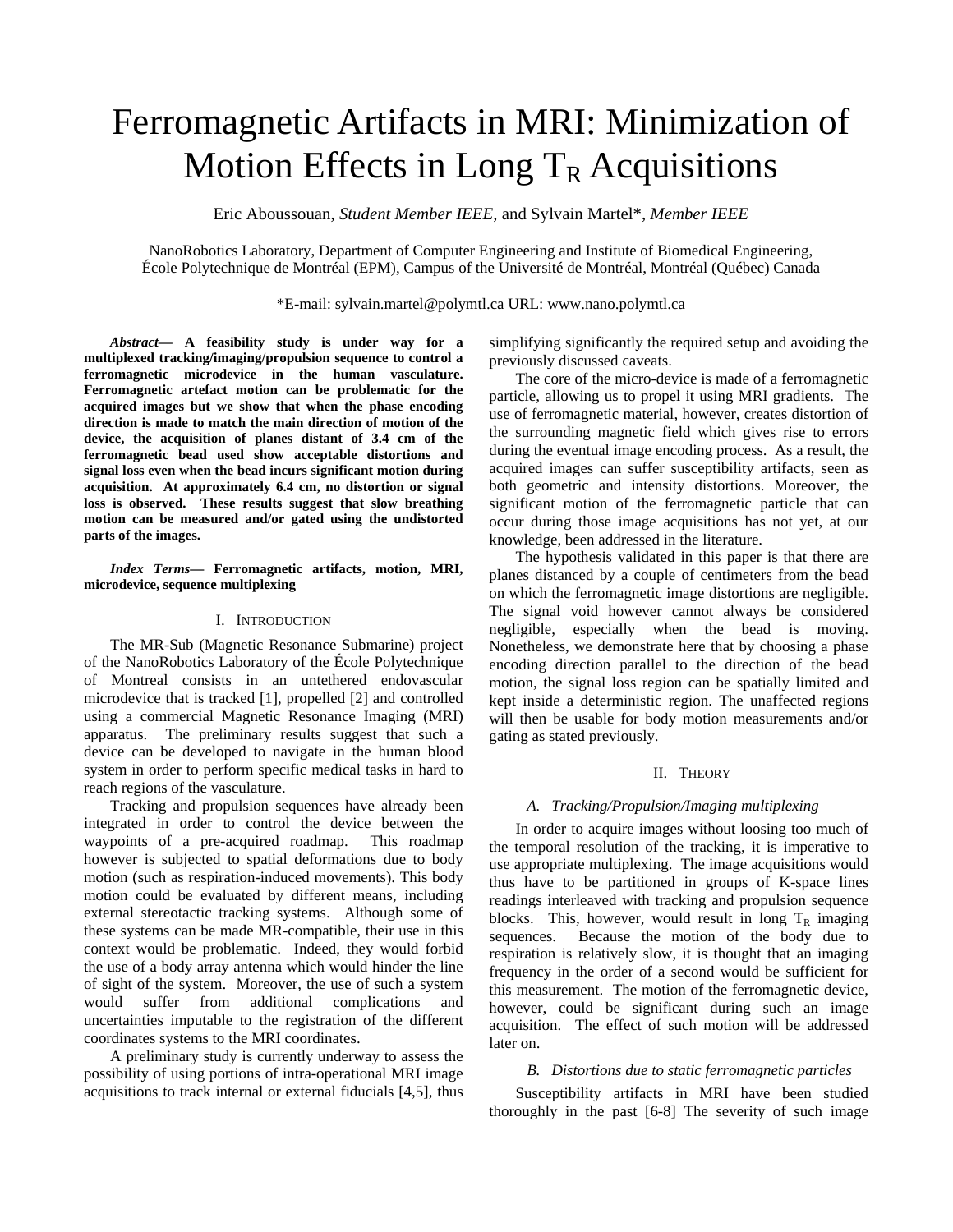# Ferromagnetic Artifacts in MRI: Minimization of Motion Effects in Long $T_R$ Acquisitions

Eric Aboussouan, *Student Member IEEE*, and Sylvain Martel*, *Member IEEE*

NanoRobotics Laboratory, Department of Computer Engineering and Institute of Biomedical Engineering,
École Polytechnique de Montréal (EPM), Campus of the Université de Montréal, Montréal (Québec) Canada

*E-mail: sylvain.martel@polymtl.ca URL: www.nano.polymtl.ca

***Abstract*— A feasibility study is under way for a multiplexed tracking/imaging/propulsion sequence to control a ferromagnetic microdevice in the human vasculature. Ferromagnetic artefact motion can be problematic for the acquired images but we show that when the phase encoding direction is made to match the main direction of motion of the device, the acquisition of planes distant of 3.4 cm of the ferromagnetic bead used show acceptable distortions and signal loss even when the bead incurs significant motion during acquisition. At approximately 6.4 cm, no distortion or signal loss is observed. These results suggest that slow breathing motion can be measured and/or gated using the undistorted parts of the images.**

***Index Terms*— Ferromagnetic artifacts, motion, MRI, microdevice, sequence multiplexing**

## I. Introduction

The MR-Sub (Magnetic Resonance Submarine) project of the NanoRobotics Laboratory of the École Polytechnique of Montreal consists in an untethered endovascular microdevice that is tracked [1], propelled [2] and controlled using a commercial Magnetic Resonance Imaging (MRI) apparatus. The preliminary results suggest that such a device can be developed to navigate in the human blood system in order to perform specific medical tasks in hard to reach regions of the vasculature.

Tracking and propulsion sequences have already been integrated in order to control the device between the waypoints of a pre-acquired roadmap. This roadmap however is subjected to spatial deformations due to body motion (such as respiration-induced movements). This body motion could be evaluated by different means, including external stereotactic tracking systems. Although some of these systems can be made MR-compatible, their use in this context would be problematic. Indeed, they would forbid the use of a body array antenna which would hinder the line of sight of the system. Moreover, the use of such a system would suffer from additional complications and uncertainties imputable to the registration of the different coordinates systems to the MRI coordinates.

A preliminary study is currently underway to assess the possibility of using portions of intra-operational MRI image acquisitions to track internal or external fiducials [4,5], thus simplifying significantly the required setup and avoiding the previously discussed caveats.

The core of the micro-device is made of a ferromagnetic particle, allowing us to propel it using MRI gradients. The use of ferromagnetic material, however, creates distortion of the surrounding magnetic field which gives rise to errors during the eventual image encoding process. As a result, the acquired images can suffer susceptibility artifacts, seen as both geometric and intensity distortions. Moreover, the significant motion of the ferromagnetic particle that can occur during those image acquisitions has not yet, at our knowledge, been addressed in the literature.

The hypothesis validated in this paper is that there are planes distanced by a couple of centimeters from the bead on which the ferromagnetic image distortions are negligible. The signal void however cannot always be considered negligible, especially when the bead is moving. Nonetheless, we demonstrate here that by choosing a phase encoding direction parallel to the direction of the bead motion, the signal loss region can be spatially limited and kept inside a deterministic region. The unaffected regions will then be usable for body motion measurements and/or gating as stated previously.

## II. Theory

### *A. Tracking/Propulsion/Imaging multiplexing*

In order to acquire images without loosing too much of the temporal resolution of the tracking, it is imperative to use appropriate multiplexing. The image acquisitions would thus have to be partitioned in groups of K-space lines readings interleaved with tracking and propulsion sequence blocks. This, however, would result in long $T_R$ imaging sequences. Because the motion of the body due to respiration is relatively slow, it is thought that an imaging frequency in the order of a second would be sufficient for this measurement. The motion of the ferromagnetic device, however, could be significant during such an image acquisition. The effect of such motion will be addressed later on.

### *B. Distortions due to static ferromagnetic particles*

Susceptibility artifacts in MRI have been studied thoroughly in the past [6-8] The severity of such image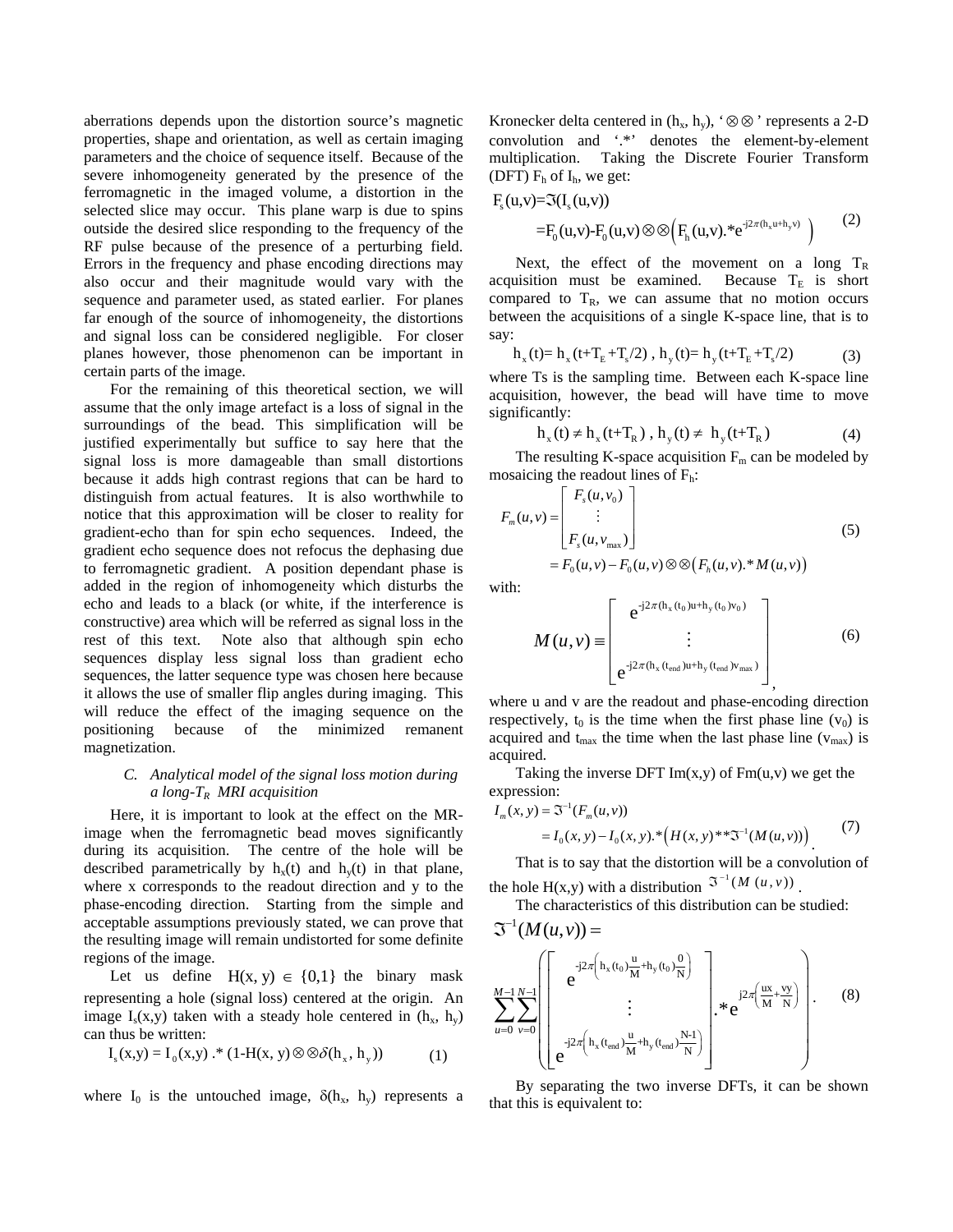aberrations depends upon the distortion source's magnetic properties, shape and orientation, as well as certain imaging parameters and the choice of sequence itself. Because of the severe inhomogeneity generated by the presence of the ferromagnetic in the imaged volume, a distortion in the selected slice may occur. This plane warp is due to spins outside the desired slice responding to the frequency of the RF pulse because of the presence of a perturbing field. Errors in the frequency and phase encoding directions may also occur and their magnitude would vary with the sequence and parameter used, as stated earlier. For planes far enough of the source of inhomogeneity, the distortions and signal loss can be considered negligible. For closer planes however, those phenomenon can be important in certain parts of the image.

For the remaining of this theoretical section, we will assume that the only image artefact is a loss of signal in the surroundings of the bead. This simplification will be justified experimentally but suffice to say here that the signal loss is more damageable than small distortions because it adds high contrast regions that can be hard to distinguish from actual features. It is also worthwhile to notice that this approximation will be closer to reality for gradient-echo than for spin echo sequences. Indeed, the gradient echo sequence does not refocus the dephasing due to ferromagnetic gradient. A position dependant phase is added in the region of inhomogeneity which disturbs the echo and leads to a black (or white, if the interference is constructive) area which will be referred as signal loss in the rest of this text. Note also that although spin echo sequences display less signal loss than gradient echo sequences, the latter sequence type was chosen here because it allows the use of smaller flip angles during imaging. This will reduce the effect of the imaging sequence on the positioning because of the minimized remanent magnetization.

### C. *Analytical model of the signal loss motion during a long-$T_R$ MRI acquisition*

Here, it is important to look at the effect on the MR-image when the ferromagnetic bead moves significantly during its acquisition. The centre of the hole will be described parametrically by $h_x(t)$ and $h_y(t)$ in that plane, where x corresponds to the readout direction and y to the phase-encoding direction. Starting from the simple and acceptable assumptions previously stated, we can prove that the resulting image will remain undistorted for some definite regions of the image.

Let us define $H(x, y) \in \{0,1\}$ the binary mask representing a hole (signal loss) centered at the origin. An image $I_s(x,y)$ taken with a steady hole centered in $(h_x, h_y)$ can thus be written:

$$I_s(x,y) = I_0(x,y) .* (1-H(x, y)\otimes\otimes\delta(h_x, h_y)) \tag{1}$$

where $I_0$ is the untouched image, $\delta(h_x, h_y)$ represents a Kronecker delta centered in $(h_x, h_y)$, '$\otimes\otimes$' represents a 2-D convolution and '.*' denotes the element-by-element multiplication. Taking the Discrete Fourier Transform (DFT) $F_h$ of $I_h$, we get:

$$\begin{aligned} F_s(u,v) &= \Im(I_s(u,v)) \\ &= F_0(u,v) - F_0(u,v)\otimes\otimes\left(F_h(u,v).*e^{-j2\pi(h_x u + h_y v)}\right) \end{aligned} \tag{2}$$

Next, the effect of the movement on a long $T_R$ acquisition must be examined. Because $T_E$ is short compared to $T_R$, we can assume that no motion occurs between the acquisitions of a single K-space line, that is to say:

$$h_x(t) = h_x(t+T_E+T_s/2)\ ,\ h_y(t) = h_y(t+T_E+T_s/2) \tag{3}$$

where Ts is the sampling time. Between each K-space line acquisition, however, the bead will have time to move significantly:

$$h_x(t) \neq h_x(t+T_R)\ ,\ h_y(t) \neq h_y(t+T_R) \tag{4}$$

The resulting K-space acquisition $F_m$ can be modeled by mosaicing the readout lines of $F_h$:

$$\begin{aligned} F_m(u,v) &= \begin{bmatrix} F_s(u,v_0) \\ \vdots \\ F_s(u,v_{max}) \end{bmatrix} \\ &= F_0(u,v) - F_0(u,v)\otimes\otimes\left(F_h(u,v).*M(u,v)\right) \end{aligned} \tag{5}$$

with:

$$M(u,v) \equiv \begin{bmatrix} e^{-j2\pi(h_x(t_0)u + h_y(t_0)v_0)} \\ \vdots \\ e^{-j2\pi(h_x(t_{end})u + h_y(t_{end})v_{max})} \end{bmatrix}, \tag{6}$$

where u and v are the readout and phase-encoding direction respectively, $t_0$ is the time when the first phase line ($v_0$) is acquired and $t_{max}$ the time when the last phase line ($v_{max}$) is acquired.

Taking the inverse DFT Im(x,y) of Fm(u,v) we get the expression:

$$\begin{aligned} I_m(x,y) &= \Im^{-1}(F_m(u,v)) \\ &= I_0(x,y) - I_0(x,y).*\left(H(x,y)**\Im^{-1}(M(u,v))\right) \end{aligned} \tag{7}$$

That is to say that the distortion will be a convolution of the hole H(x,y) with a distribution $\Im^{-1}(M(u,v))$.

The characteristics of this distribution can be studied:

$$\Im^{-1}(M(u,v)) = \sum_{u=0}^{M-1}\sum_{v=0}^{N-1}\left(\begin{bmatrix} e^{-j2\pi\left(h_x(t_0)\frac{u}{M} + h_y(t_0)\frac{0}{N}\right)} \\ \vdots \\ e^{-j2\pi\left(h_x(t_{end})\frac{u}{M} + h_y(t_{end})\frac{N-1}{N}\right)} \end{bmatrix} .* e^{j2\pi\left(\frac{ux}{M} + \frac{vy}{N}\right)}\right). \tag{8}$$

By separating the two inverse DFTs, it can be shown that this is equivalent to: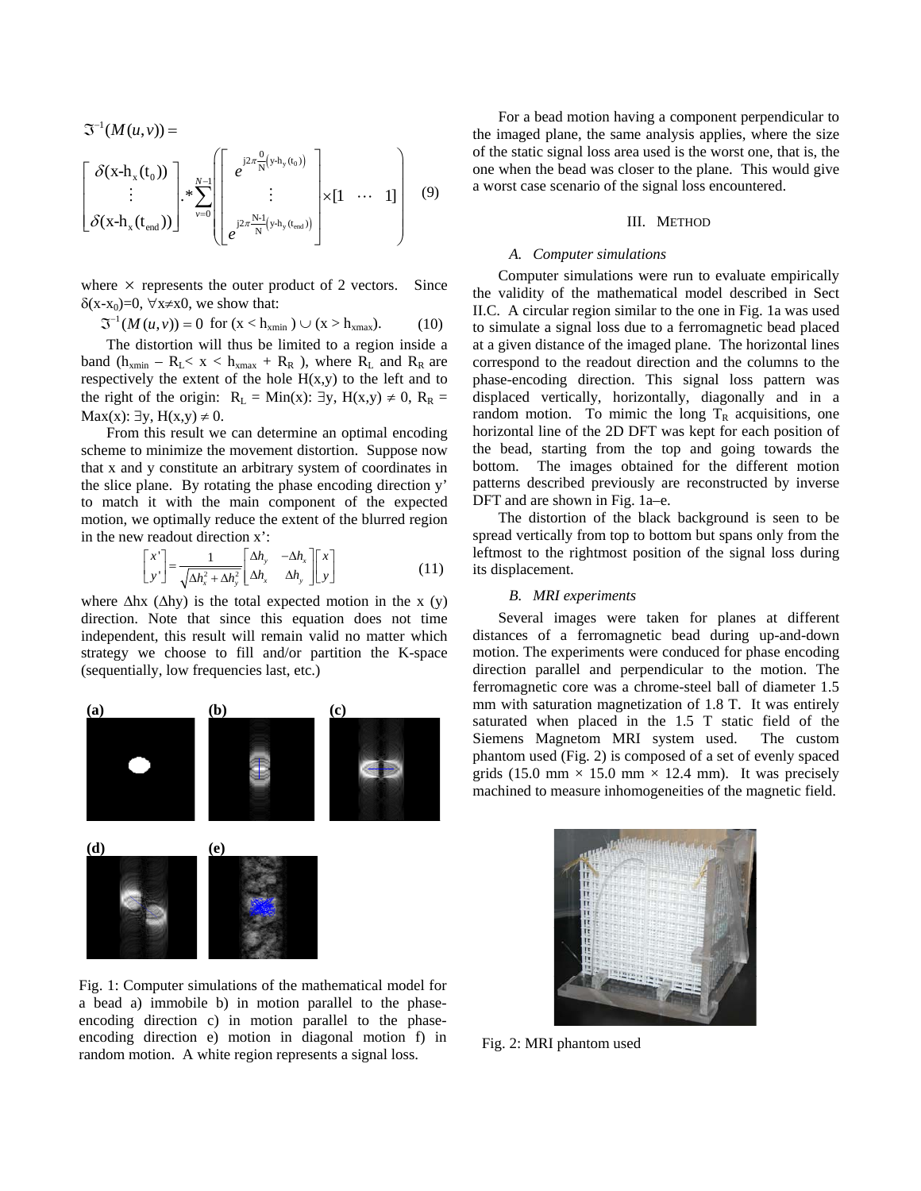$$\mathfrak{I}^{-1}(M(u,v)) =$$

$$\begin{bmatrix} \delta(\text{x-h}_x(t_0)) \\ \vdots \\ \delta(\text{x-h}_x(t_{end})) \end{bmatrix} .* \sum_{v=0}^{N-1} \left( \begin{bmatrix} e^{j2\pi\frac{0}{N}(y-h_y(t_0))} \\ \vdots \\ e^{j2\pi\frac{N-1}{N}(y-h_y(t_{end}))} \end{bmatrix} \times [1 \;\; \cdots \;\; 1] \right) \quad (9)$$

where $\times$ represents the outer product of 2 vectors. Since $\delta(x\text{-}x_0)=0$, $\forall x \neq x0$, we show that:

$$\mathfrak{I}^{-1}(M(u,v)) = 0 \;\text{ for } (x < h_{xmin}) \cup (x > h_{xmax}). \quad (10)$$

The distortion will thus be limited to a region inside a band ($h_{xmin} - R_L < x < h_{xmax} + R_R$), where $R_L$ and $R_R$ are respectively the extent of the hole H(x,y) to the left and to the right of the origin: $R_L = \text{Min}(x)\text{: } \exists y, H(x,y) \neq 0$, $R_R = \text{Max}(x)\text{: } \exists y, H(x,y) \neq 0$.

From this result we can determine an optimal encoding scheme to minimize the movement distortion. Suppose now that x and y constitute an arbitrary system of coordinates in the slice plane. By rotating the phase encoding direction y' to match it with the main component of the expected motion, we optimally reduce the extent of the blurred region in the new readout direction x':

$$\begin{bmatrix} x' \\ y' \end{bmatrix} = \frac{1}{\sqrt{\Delta h_x^2 + \Delta h_y^2}} \begin{bmatrix} \Delta h_y & -\Delta h_x \\ \Delta h_x & \Delta h_y \end{bmatrix} \begin{bmatrix} x \\ y \end{bmatrix} \quad (11)$$

where $\Delta hx$ ($\Delta hy$) is the total expected motion in the x (y) direction. Note that since this equation does not time independent, this result will remain valid no matter which strategy we choose to fill and/or partition the K-space (sequentially, low frequencies last, etc.)

(a) (b) (c) (d) (e)

Fig. 1: Computer simulations of the mathematical model for a bead a) immobile b) in motion parallel to the phase-encoding direction c) in motion parallel to the phase-encoding direction e) motion in diagonal motion f) in random motion. A white region represents a signal loss.

For a bead motion having a component perpendicular to the imaged plane, the same analysis applies, where the size of the static signal loss area used is the worst one, that is, the one when the bead was closer to the plane. This would give a worst case scenario of the signal loss encountered.

## III. Method

### A. Computer simulations

Computer simulations were run to evaluate empirically the validity of the mathematical model described in Sect II.C. A circular region similar to the one in Fig. 1a was used to simulate a signal loss due to a ferromagnetic bead placed at a given distance of the imaged plane. The horizontal lines correspond to the readout direction and the columns to the phase-encoding direction. This signal loss pattern was displaced vertically, horizontally, diagonally and in a random motion. To mimic the long $T_R$ acquisitions, one horizontal line of the 2D DFT was kept for each position of the bead, starting from the top and going towards the bottom. The images obtained for the different motion patterns described previously are reconstructed by inverse DFT and are shown in Fig. 1a–e.

The distortion of the black background is seen to be spread vertically from top to bottom but spans only from the leftmost to the rightmost position of the signal loss during its displacement.

### B. MRI experiments

Several images were taken for planes at different distances of a ferromagnetic bead during up-and-down motion. The experiments were conduced for phase encoding direction parallel and perpendicular to the motion. The ferromagnetic core was a chrome-steel ball of diameter 1.5 mm with saturation magnetization of 1.8 T. It was entirely saturated when placed in the 1.5 T static field of the Siemens Magnetom MRI system used. The custom phantom used (Fig. 2) is composed of a set of evenly spaced grids (15.0 mm × 15.0 mm × 12.4 mm). It was precisely machined to measure inhomogeneities of the magnetic field.

Fig. 2: MRI phantom used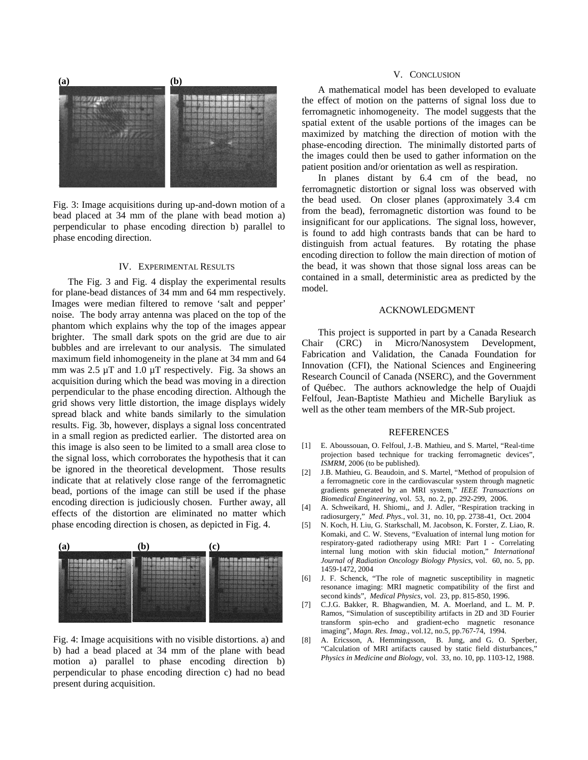(a) (b)

Fig. 3: Image acquisitions during up-and-down motion of a bead placed at 34 mm of the plane with bead motion a) perpendicular to phase encoding direction b) parallel to phase encoding direction.

## IV. Experimental Results

The Fig. 3 and Fig. 4 display the experimental results for plane-bead distances of 34 mm and 64 mm respectively. Images were median filtered to remove 'salt and pepper' noise. The body array antenna was placed on the top of the phantom which explains why the top of the images appear brighter. The small dark spots on the grid are due to air bubbles and are irrelevant to our analysis. The simulated maximum field inhomogeneity in the plane at 34 mm and 64 mm was 2.5 µT and 1.0 µT respectively. Fig. 3a shows an acquisition during which the bead was moving in a direction perpendicular to the phase encoding direction. Although the grid shows very little distortion, the image displays widely spread black and white bands similarly to the simulation results. Fig. 3b, however, displays a signal loss concentrated in a small region as predicted earlier. The distorted area on this image is also seen to be limited to a small area close to the signal loss, which corroborates the hypothesis that it can be ignored in the theoretical development. Those results indicate that at relatively close range of the ferromagnetic bead, portions of the image can still be used if the phase encoding direction is judiciously chosen. Further away, all effects of the distortion are eliminated no matter which phase encoding direction is chosen, as depicted in Fig. 4.

(a) (b) (c)

Fig. 4: Image acquisitions with no visible distortions. a) and b) had a bead placed at 34 mm of the plane with bead motion a) parallel to phase encoding direction b) perpendicular to phase encoding direction c) had no bead present during acquisition.

## V. Conclusion

A mathematical model has been developed to evaluate the effect of motion on the patterns of signal loss due to ferromagnetic inhomogeneity. The model suggests that the spatial extent of the usable portions of the images can be maximized by matching the direction of motion with the phase-encoding direction. The minimally distorted parts of the images could then be used to gather information on the patient position and/or orientation as well as respiration.

In planes distant by 6.4 cm of the bead, no ferromagnetic distortion or signal loss was observed with the bead used. On closer planes (approximately 3.4 cm from the bead), ferromagnetic distortion was found to be insignificant for our applications. The signal loss, however, is found to add high contrasts bands that can be hard to distinguish from actual features. By rotating the phase encoding direction to follow the main direction of motion of the bead, it was shown that those signal loss areas can be contained in a small, deterministic area as predicted by the model.

## Acknowledgment

This project is supported in part by a Canada Research Chair (CRC) in Micro/Nanosystem Development, Fabrication and Validation, the Canada Foundation for Innovation (CFI), the National Sciences and Engineering Research Council of Canada (NSERC), and the Government of Québec. The authors acknowledge the help of Ouajdi Felfoul, Jean-Baptiste Mathieu and Michelle Baryliuk as well as the other team members of the MR-Sub project.

## References

[1] E. Aboussouan, O. Felfoul, J.-B. Mathieu, and S. Martel, "Real-time projection based technique for tracking ferromagnetic devices", *ISMRM*, 2006 (to be published).

[2] J.B. Mathieu, G. Beaudoin, and S. Martel, "Method of propulsion of a ferromagnetic core in the cardiovascular system through magnetic gradients generated by an MRI system," *IEEE Transactions on Biomedical Engineering*, vol. 53, no. 2, pp. 292-299, 2006.

[4] A. Schweikard, H. Shiomi,, and J. Adler, "Respiration tracking in radiosurgery," *Med. Phys.*, vol. 31, no. 10, pp. 2738-41, Oct. 2004

[5] N. Koch, H. Liu, G. Starkschall, M. Jacobson, K. Forster, Z. Liao, R. Komaki, and C. W. Stevens, "Evaluation of internal lung motion for respiratory-gated radiotherapy using MRI: Part I - Correlating internal lung motion with skin fiducial motion," *International Journal of Radiation Oncology Biology Physics*, vol. 60, no. 5, pp. 1459-1472, 2004

[6] J. F. Schenck, "The role of magnetic susceptibility in magnetic resonance imaging: MRI magnetic compatibility of the first and second kinds", *Medical Physics*, vol. 23, pp. 815-850, 1996.

[7] C.J.G. Bakker, R. Bhagwandien, M. A. Moerland, and L. M. P. Ramos, "Simulation of susceptibility artifacts in 2D and 3D Fourier transform spin-echo and gradient-echo magnetic resonance imaging", *Magn. Res. Imag.*, vol.12, no.5, pp.767-74, 1994.

[8] A. Ericsson, A. Hemmingsson, B. Jung, and G. O. Sperber, "Calculation of MRI artifacts caused by static field disturbances," *Physics in Medicine and Biology*, vol. 33, no. 10, pp. 1103-12, 1988.